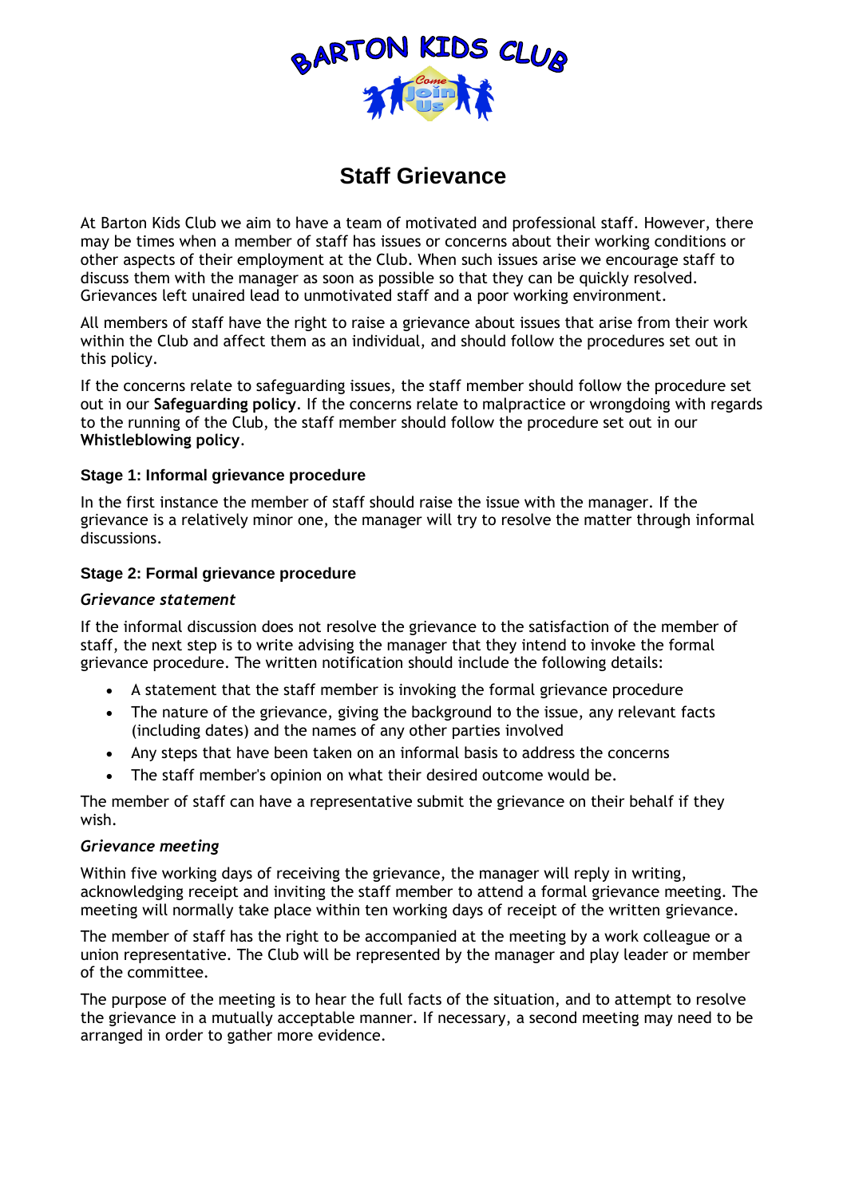# Staff Grievance

At Barton Kids Club we aim to have a team of motivated and professional staff. However, there may be times when a member of staff has issues or concerns about their working conditions or other aspects of their employment at the Club. When such issues arise we encourage staff to discuss them with the manager as soon as possible so that they can be quickly resolved. Grievances left unaired lead to unmotivated staff and a poor working environment.

All members of staff have the right to raise a grievance about issues that arise from their work within the Club and affect them as an individual, and should follow the procedures set out in this policy.

If the concerns relate to safeguarding issues, the staff member should follow the procedure set out in our **Safeguarding policy**. If the concerns relate to malpractice or wrongdoing with regards to the running of the Club, the staff member should follow the procedure set out in our **Whistleblowing policy**.

### Stage 1: Informal grievance procedure

In the first instance the member of staff should raise the issue with the manager. If the grievance is a relatively minor one, the manager will try to resolve the matter through informal discussions.

### Stage 2: Formal grievance procedure

***Grievance statement***

If the informal discussion does not resolve the grievance to the satisfaction of the member of staff, the next step is to write advising the manager that they intend to invoke the formal grievance procedure. The written notification should include the following details:

- A statement that the staff member is invoking the formal grievance procedure
- The nature of the grievance, giving the background to the issue, any relevant facts (including dates) and the names of any other parties involved
- Any steps that have been taken on an informal basis to address the concerns
- The staff member's opinion on what their desired outcome would be.

The member of staff can have a representative submit the grievance on their behalf if they wish.

***Grievance meeting***

Within five working days of receiving the grievance, the manager will reply in writing, acknowledging receipt and inviting the staff member to attend a formal grievance meeting. The meeting will normally take place within ten working days of receipt of the written grievance.

The member of staff has the right to be accompanied at the meeting by a work colleague or a union representative. The Club will be represented by the manager and play leader or member of the committee.

The purpose of the meeting is to hear the full facts of the situation, and to attempt to resolve the grievance in a mutually acceptable manner. If necessary, a second meeting may need to be arranged in order to gather more evidence.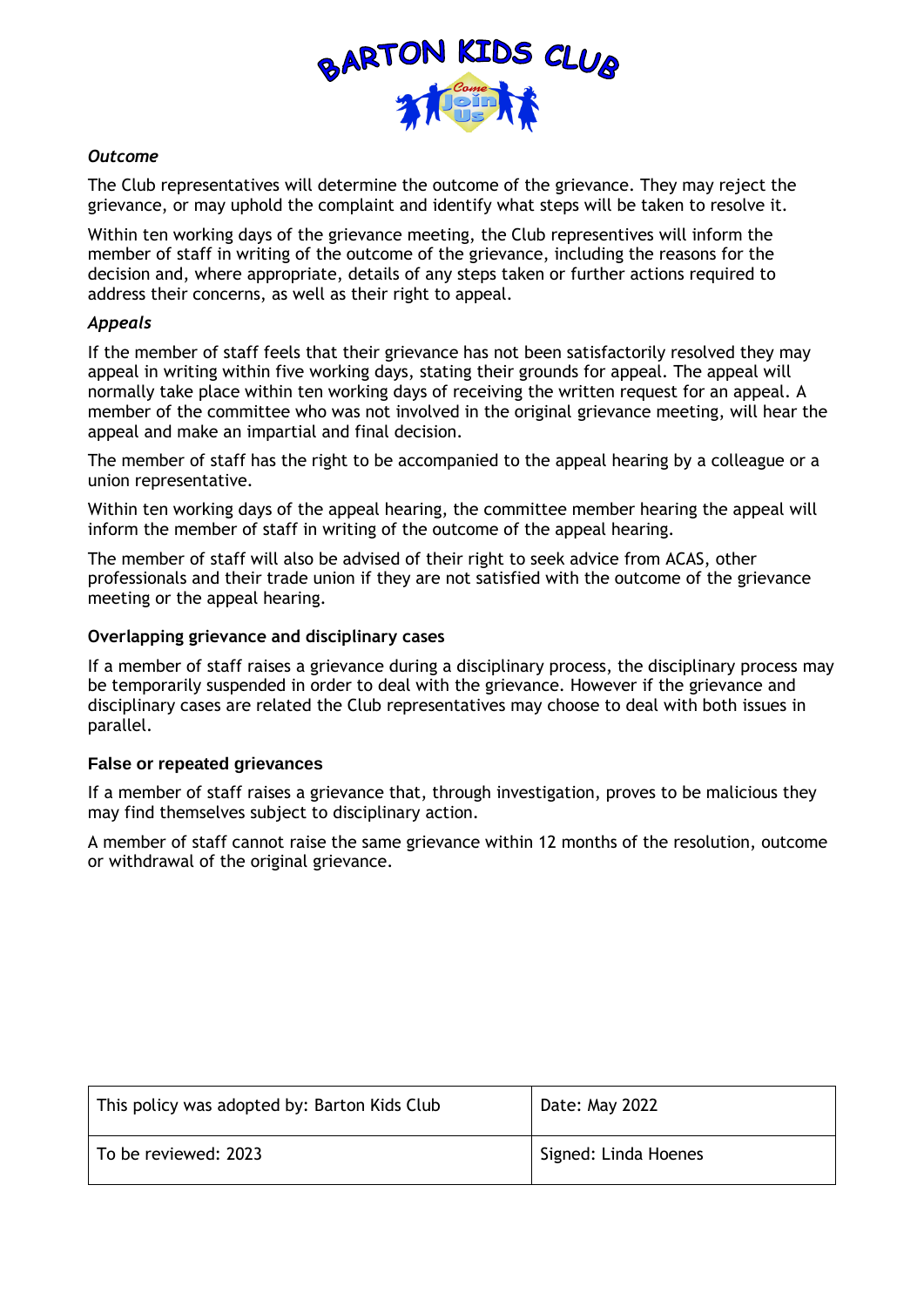*Outcome*

The Club representatives will determine the outcome of the grievance. They may reject the grievance, or may uphold the complaint and identify what steps will be taken to resolve it.

Within ten working days of the grievance meeting, the Club representives will inform the member of staff in writing of the outcome of the grievance, including the reasons for the decision and, where appropriate, details of any steps taken or further actions required to address their concerns, as well as their right to appeal.

*Appeals*

If the member of staff feels that their grievance has not been satisfactorily resolved they may appeal in writing within five working days, stating their grounds for appeal. The appeal will normally take place within ten working days of receiving the written request for an appeal. A member of the committee who was not involved in the original grievance meeting, will hear the appeal and make an impartial and final decision.

The member of staff has the right to be accompanied to the appeal hearing by a colleague or a union representative.

Within ten working days of the appeal hearing, the committee member hearing the appeal will inform the member of staff in writing of the outcome of the appeal hearing.

The member of staff will also be advised of their right to seek advice from ACAS, other professionals and their trade union if they are not satisfied with the outcome of the grievance meeting or the appeal hearing.

**Overlapping grievance and disciplinary cases**

If a member of staff raises a grievance during a disciplinary process, the disciplinary process may be temporarily suspended in order to deal with the grievance. However if the grievance and disciplinary cases are related the Club representatives may choose to deal with both issues in parallel.

**False or repeated grievances**

If a member of staff raises a grievance that, through investigation, proves to be malicious they may find themselves subject to disciplinary action.

A member of staff cannot raise the same grievance within 12 months of the resolution, outcome or withdrawal of the original grievance.

| | |
|---|---|
| This policy was adopted by: Barton Kids Club | Date: May 2022 |
| To be reviewed: 2023 | Signed: Linda Hoenes |